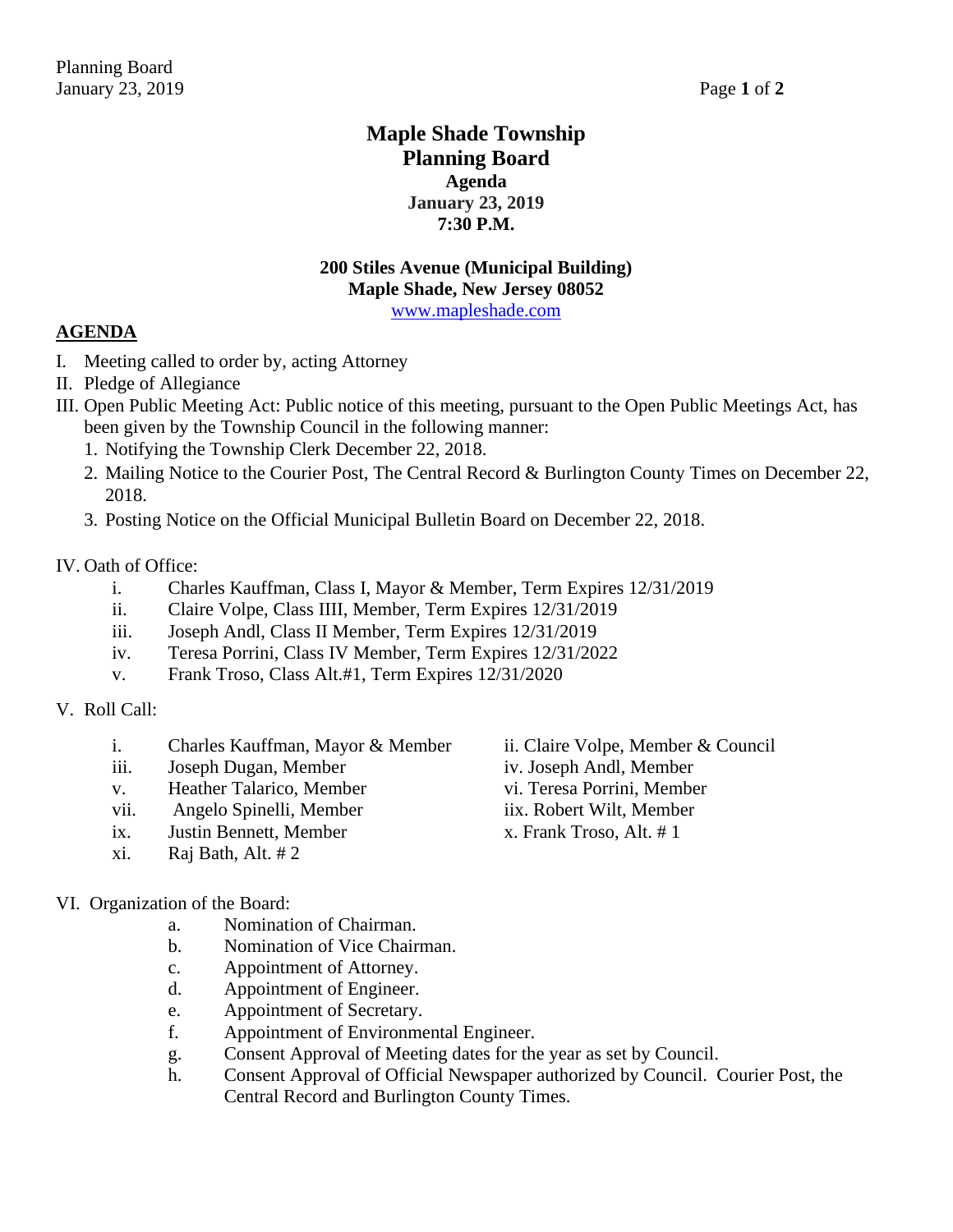# Maple Shade Township
# Planning Board
### Agenda
### January 23, 2019
### 7:30 P.M.

**200 Stiles Avenue (Municipal Building)**
**Maple Shade, New Jersey 08052**
www.mapleshade.com

## AGENDA

I. Meeting called to order by, acting Attorney

II. Pledge of Allegiance

III. Open Public Meeting Act: Public notice of this meeting, pursuant to the Open Public Meetings Act, has been given by the Township Council in the following manner:
   1. Notifying the Township Clerk December 22, 2018.
   2. Mailing Notice to the Courier Post, The Central Record & Burlington County Times on December 22, 2018.
   3. Posting Notice on the Official Municipal Bulletin Board on December 22, 2018.

IV. Oath of Office:
   - i. Charles Kauffman, Class I, Mayor & Member, Term Expires 12/31/2019
   - ii. Claire Volpe, Class IIII, Member, Term Expires 12/31/2019
   - iii. Joseph Andl, Class II Member, Term Expires 12/31/2019
   - iv. Teresa Porrini, Class IV Member, Term Expires 12/31/2022
   - v. Frank Troso, Class Alt.#1, Term Expires 12/31/2020

V. Roll Call:
   - i. Charles Kauffman, Mayor & Member
   - ii. Claire Volpe, Member & Council
   - iii. Joseph Dugan, Member
   - iv. Joseph Andl, Member
   - v. Heather Talarico, Member
   - vi. Teresa Porrini, Member
   - vii. Angelo Spinelli, Member
   - iix. Robert Wilt, Member
   - ix. Justin Bennett, Member
   - x. Frank Troso, Alt. # 1
   - xi. Raj Bath, Alt. # 2

VI. Organization of the Board:
   - a. Nomination of Chairman.
   - b. Nomination of Vice Chairman.
   - c. Appointment of Attorney.
   - d. Appointment of Engineer.
   - e. Appointment of Secretary.
   - f. Appointment of Environmental Engineer.
   - g. Consent Approval of Meeting dates for the year as set by Council.
   - h. Consent Approval of Official Newspaper authorized by Council. Courier Post, the Central Record and Burlington County Times.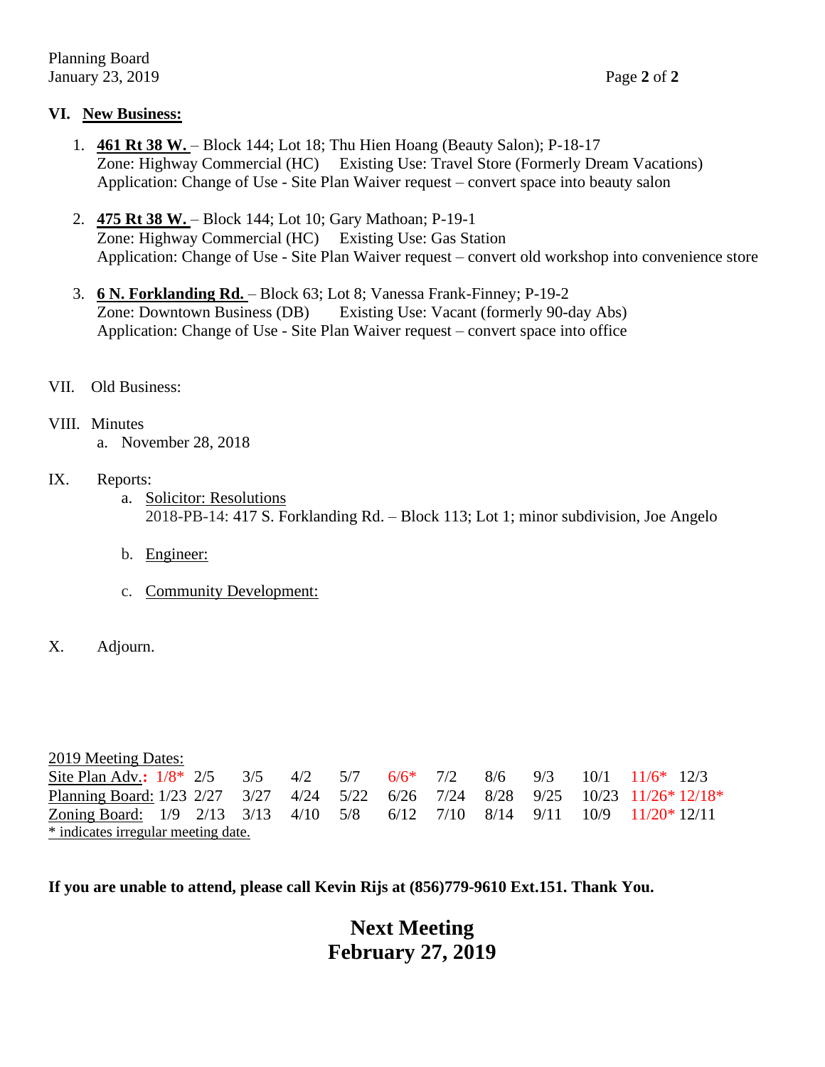## VI. New Business:

1. **461 Rt 38 W.** – Block 144; Lot 18; Thu Hien Hoang (Beauty Salon); P-18-17
   Zone: Highway Commercial (HC)   Existing Use: Travel Store (Formerly Dream Vacations)
   Application: Change of Use - Site Plan Waiver request – convert space into beauty salon

2. **475 Rt 38 W.** – Block 144; Lot 10; Gary Mathoan; P-19-1
   Zone: Highway Commercial (HC)   Existing Use: Gas Station
   Application: Change of Use - Site Plan Waiver request – convert old workshop into convenience store

3. **6 N. Forklanding Rd.** – Block 63; Lot 8; Vanessa Frank-Finney; P-19-2
   Zone: Downtown Business (DB)   Existing Use: Vacant (formerly 90-day Abs)
   Application: Change of Use - Site Plan Waiver request – convert space into office

VII. Old Business:

VIII. Minutes

a. November 28, 2018

IX. Reports:

a. Solicitor: Resolutions
   2018-PB-14: 417 S. Forklanding Rd. – Block 113; Lot 1; minor subdivision, Joe Angelo

b. Engineer:

c. Community Development:

X. Adjourn.

2019 Meeting Dates:

| | | | | | | | | | | | | |
|---|---|---|---|---|---|---|---|---|---|---|---|---|
| Site Plan Adv.: | 1/8* | 2/5 | 3/5 | 4/2 | 5/7 | 6/6* | 7/2 | 8/6 | 9/3 | 10/1 | 11/6* | 12/3 |
| Planning Board: | 1/23 | 2/27 | 3/27 | 4/24 | 5/22 | 6/26 | 7/24 | 8/28 | 9/25 | 10/23 | 11/26* | 12/18* |
| Zoning Board: | 1/9 | 2/13 | 3/13 | 4/10 | 5/8 | 6/12 | 7/10 | 8/14 | 9/11 | 10/9 | 11/20* | 12/11 |

* indicates irregular meeting date.

**If you are unable to attend, please call Kevin Rijs at (856)779-9610 Ext.151. Thank You.**

**Next Meeting**
**February 27, 2019**